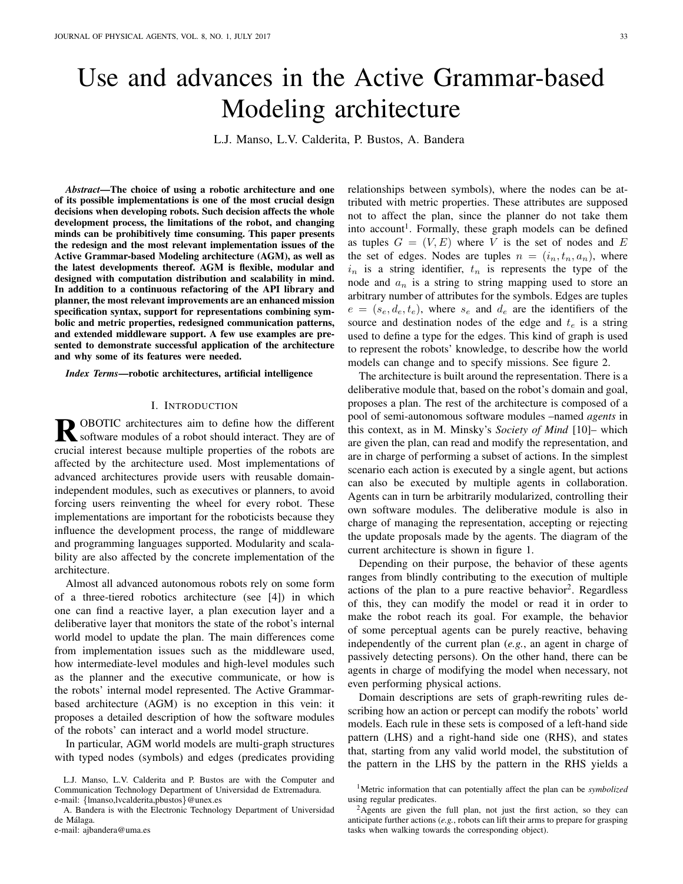# Use and advances in the Active Grammar-based Modeling architecture

L.J. Manso, L.V. Calderita, P. Bustos, A. Bandera

***Abstract*—The choice of using a robotic architecture and one of its possible implementations is one of the most crucial design decisions when developing robots. Such decision affects the whole development process, the limitations of the robot, and changing minds can be prohibitively time consuming. This paper presents the redesign and the most relevant implementation issues of the Active Grammar-based Modeling architecture (AGM), as well as the latest developments thereof. AGM is flexible, modular and designed with computation distribution and scalability in mind. In addition to a continuous refactoring of the API library and planner, the most relevant improvements are an enhanced mission specification syntax, support for representations combining symbolic and metric properties, redesigned communication patterns, and extended middleware support. A few use examples are presented to demonstrate successful application of the architecture and why some of its features were needed.**

***Index Terms*—robotic architectures, artificial intelligence**

## I. Introduction

**R**OBOTIC architectures aim to define how the different software modules of a robot should interact. They are of crucial interest because multiple properties of the robots are affected by the architecture used. Most implementations of advanced architectures provide users with reusable domain-independent modules, such as executives or planners, to avoid forcing users reinventing the wheel for every robot. These implementations are important for the roboticists because they influence the development process, the range of middleware and programming languages supported. Modularity and scalability are also affected by the concrete implementation of the architecture.

Almost all advanced autonomous robots rely on some form of a three-tiered robotics architecture (see [4]) in which one can find a reactive layer, a plan execution layer and a deliberative layer that monitors the state of the robot's internal world model to update the plan. The main differences come from implementation issues such as the middleware used, how intermediate-level modules and high-level modules such as the planner and the executive communicate, or how is the robots' internal model represented. The Active Grammar-based architecture (AGM) is no exception in this vein: it proposes a detailed description of how the software modules of the robots' can interact and a world model structure.

In particular, AGM world models are multi-graph structures with typed nodes (symbols) and edges (predicates providing relationships between symbols), where the nodes can be attributed with metric properties. These attributes are supposed not to affect the plan, since the planner do not take them into account[1]. Formally, these graph models can be defined as tuples $G = (V, E)$ where $V$ is the set of nodes and $E$ the set of edges. Nodes are tuples $n = (i_n, t_n, a_n)$, where $i_n$ is a string identifier, $t_n$ is represents the type of the node and $a_n$ is a string to string mapping used to store an arbitrary number of attributes for the symbols. Edges are tuples $e = (s_e, d_e, t_e)$, where $s_e$ and $d_e$ are the identifiers of the source and destination nodes of the edge and $t_e$ is a string used to define a type for the edges. This kind of graph is used to represent the robots' knowledge, to describe how the world models can change and to specify missions. See figure 2.

The architecture is built around the representation. There is a deliberative module that, based on the robot's domain and goal, proposes a plan. The rest of the architecture is composed of a pool of semi-autonomous software modules –named *agents* in this context, as in M. Minsky's *Society of Mind* [10]– which are given the plan, can read and modify the representation, and are in charge of performing a subset of actions. In the simplest scenario each action is executed by a single agent, but actions can also be executed by multiple agents in collaboration. Agents can in turn be arbitrarily modularized, controlling their own software modules. The deliberative module is also in charge of managing the representation, accepting or rejecting the update proposals made by the agents. The diagram of the current architecture is shown in figure 1.

Depending on their purpose, the behavior of these agents ranges from blindly contributing to the execution of multiple actions of the plan to a pure reactive behavior[2]. Regardless of this, they can modify the model or read it in order to make the robot reach its goal. For example, the behavior of some perceptual agents can be purely reactive, behaving independently of the current plan (*e.g.*, an agent in charge of passively detecting persons). On the other hand, there can be agents in charge of modifying the model when necessary, not even performing physical actions.

Domain descriptions are sets of graph-rewriting rules describing how an action or percept can modify the robots' world models. Each rule in these sets is composed of a left-hand side pattern (LHS) and a right-hand side one (RHS), and states that, starting from any valid world model, the substitution of the pattern in the LHS by the pattern in the RHS yields a

---

L.J. Manso, L.V. Calderita and P. Bustos are with the Computer and Communication Technology Department of Universidad de Extremadura. e-mail: {lmanso,lvcalderita,pbustos}@unex.es

A. Bandera is with the Electronic Technology Department of Universidad de Málaga. e-mail: ajbandera@uma.es

[1] Metric information that can potentially affect the plan can be *symbolized* using regular predicates.

[2] Agents are given the full plan, not just the first action, so they can anticipate further actions (*e.g.*, robots can lift their arms to prepare for grasping tasks when walking towards the corresponding object).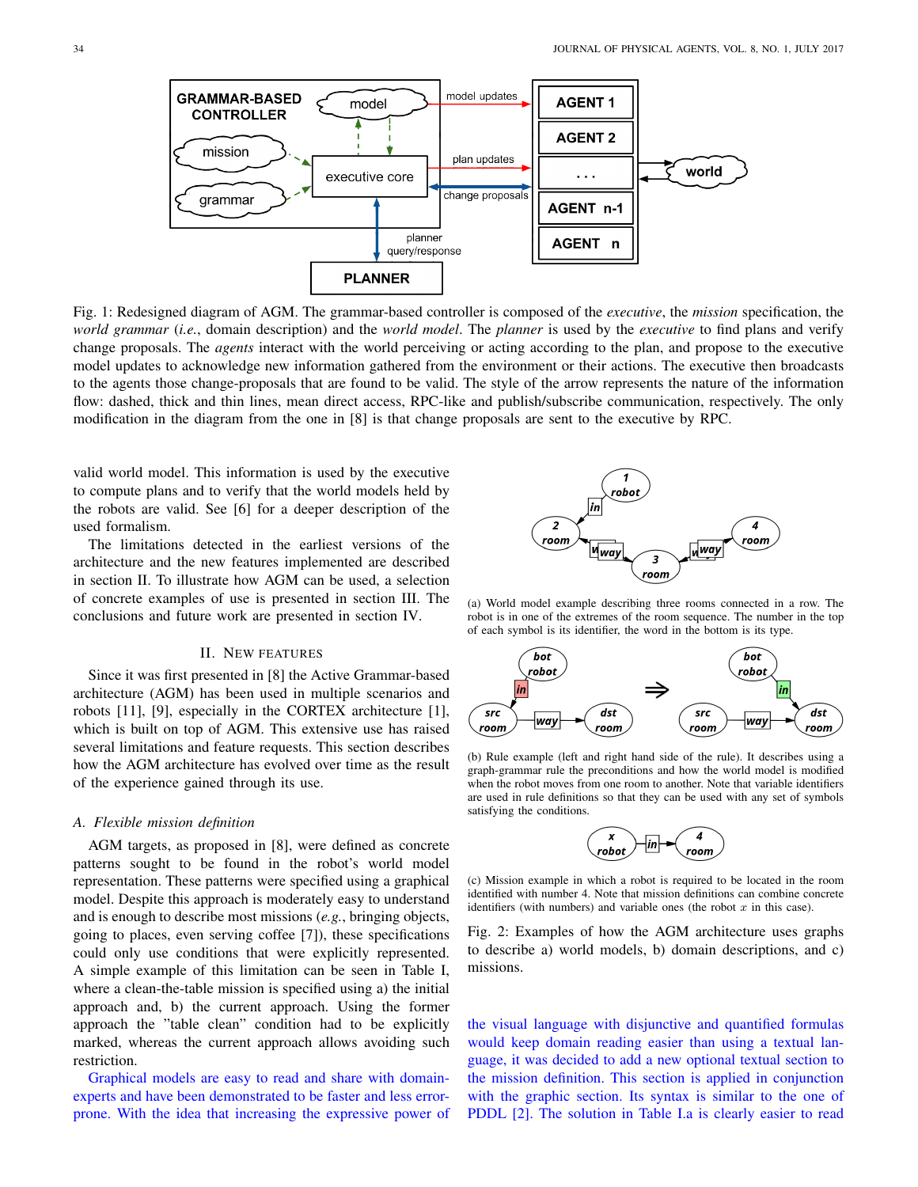Fig. 1: Redesigned diagram of AGM. The grammar-based controller is composed of the *executive*, the *mission* specification, the *world grammar* (*i.e.*, domain description) and the *world model*. The *planner* is used by the *executive* to find plans and verify change proposals. The *agents* interact with the world perceiving or acting according to the plan, and propose to the executive model updates to acknowledge new information gathered from the environment or their actions. The executive then broadcasts to the agents those change-proposals that are found to be valid. The style of the arrow represents the nature of the information flow: dashed, thick and thin lines, mean direct access, RPC-like and publish/subscribe communication, respectively. The only modification in the diagram from the one in [8] is that change proposals are sent to the executive by RPC.

valid world model. This information is used by the executive to compute plans and to verify that the world models held by the robots are valid. See [6] for a deeper description of the used formalism.

The limitations detected in the earliest versions of the architecture and the new features implemented are described in section II. To illustrate how AGM can be used, a selection of concrete examples of use is presented in section III. The conclusions and future work are presented in section IV.

## II. New features

Since it was first presented in [8] the Active Grammar-based robotics architecture (AGM) has been used in multiple scenarios and robots [11], [9], especially in the CORTEX architecture [1], which is built on top of AGM. This extensive use has raised several limitations and feature requests. This section describes how the AGM architecture has evolved over time as the result of the experience gained through its use.

### A. Flexible mission definition

AGM targets, as proposed in [8], were defined as concrete patterns sought to be found in the robot's world model representation. These patterns were specified using a graphical model. Despite this approach is moderately easy to understand and is enough to describe most missions (*e.g.*, bringing objects, going to places, even serving coffee [7]), these specifications could only use conditions that were explicitly represented. A simple example of this limitation can be seen in Table I, where a clean-the-table mission is specified using a) the initial approach and, b) the current approach. Using the former approach the "table clean" condition had to be explicitly marked, whereas the current approach allows avoiding such restriction.

Graphical models are easy to read and share with domain-experts and have been demonstrated to be faster and less error-prone. With the idea that increasing the expressive power of the visual language with disjunctive and quantified formulas would keep domain reading easier than using a textual language, it was decided to add a new optional textual section to the mission definition. This section is applied in conjunction with the graphic section. Its syntax is similar to the one of PDDL [2]. The solution in Table I.a is clearly easier to read

(a) World model example describing three rooms connected in a row. The robot is in one of the extremes of the room sequence. The number in the top of each symbol is its identifier, the word in the bottom is its type.

(b) Rule example (left and right hand side of the rule). It describes using a graph-grammar rule the preconditions and how the world model is modified when the robot moves from one room to another. Note that variable identifiers are used in rule definitions so that they can be used with any set of symbols satisfying the conditions.

(c) Mission example in which a robot is required to be located in the room identified with number 4. Note that mission definitions can combine concrete identifiers (with numbers) and variable ones (the robot $x$ in this case).

Fig. 2: Examples of how the AGM architecture uses graphs to describe a) world models, b) domain descriptions, and c) missions.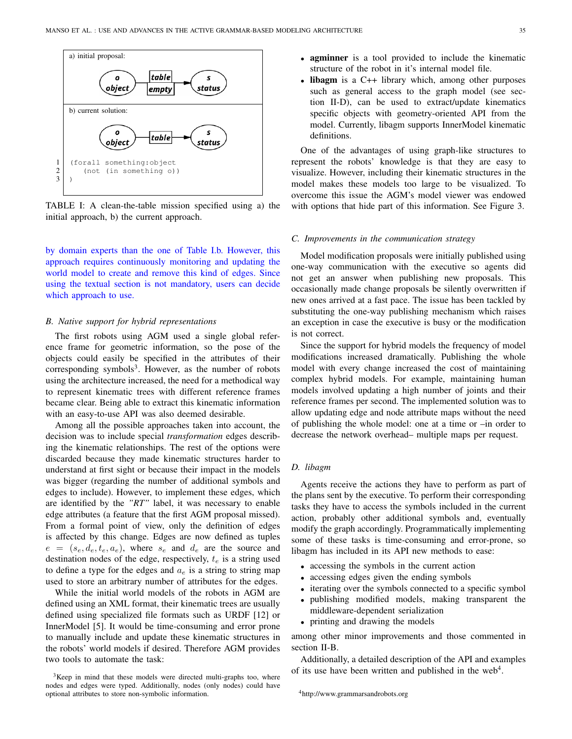a) initial proposal:

b) current solution:

```
1  (forall something:object
2     (not (in something o))
3  )
```

TABLE I: A clean-the-table mission specified using a) the initial approach, b) the current approach.

by domain experts than the one of Table I.b. However, this approach requires continuously monitoring and updating the world model to create and remove this kind of edges. Since using the textual section is not mandatory, users can decide which approach to use.

### B. Native support for hybrid representations

The first robots using AGM used a single global reference frame for geometric information, so the pose of the objects could easily be specified in the attributes of their corresponding symbols[3]. However, as the number of robots using the architecture increased, the need for a methodical way to represent kinematic trees with different reference frames became clear. Being able to extract this kinematic information with an easy-to-use API was also deemed desirable.

Among all the possible approaches taken into account, the decision was to include special *transformation* edges describing the kinematic relationships. The rest of the options were discarded because they made kinematic structures harder to understand at first sight or because their impact in the models was bigger (regarding the number of additional symbols and edges to include). However, to implement these edges, which are identified by the *"RT"* label, it was necessary to enable edge attributes (a feature that the first AGM proposal missed). From a formal point of view, only the definition of edges is affected by this change. Edges are now defined as tuples $e = (s_e, d_e, t_e, a_e)$, where $s_e$ and $d_e$ are the source and destination nodes of the edge, respectively, $t_e$ is a string used to define a type for the edges and $a_e$ is a string to string map used to store an arbitrary number of attributes for the edges.

While the initial world models of the robots in AGM are defined using an XML format, their kinematic trees are usually defined using specialized file formats such as URDF [12] or InnerModel [5]. It would be time-consuming and error prone to manually include and update these kinematic structures in the robots' world models if desired. Therefore AGM provides two tools to automate the task:

- **agminner** is a tool provided to include the kinematic structure of the robot in it's internal model file.
- **libagm** is a C++ library which, among other purposes such as general access to the graph model (see section II-D), can be used to extract/update kinematics specific objects with geometry-oriented API from the model. Currently, libagm supports InnerModel kinematic definitions.

One of the advantages of using graph-like structures to represent the robots' knowledge is that they are easy to visualize. However, including their kinematic structures in the model makes these models too large to be visualized. To overcome this issue the AGM's model viewer was endowed with options that hide part of this information. See Figure 3.

### C. Improvements in the communication strategy

Model modification proposals were initially published using one-way communication with the executive so agents did not get an answer when publishing new proposals. This occasionally made change proposals be silently overwritten if new ones arrived at a fast pace. The issue has been tackled by substituting the one-way publishing mechanism which raises an exception in case the executive is busy or the modification is not correct.

Since the support for hybrid models the frequency of model modifications increased dramatically. Publishing the whole model with every change increased the cost of maintaining complex hybrid models. For example, maintaining human models involved updating a high number of joints and their reference frames per second. The implemented solution was to allow updating edge and node attribute maps without the need of publishing the whole model: one at a time or –in order to decrease the network overhead– multiple maps per request.

### D. libagm

Agents receive the actions they have to perform as part of the plans sent by the executive. To perform their corresponding tasks they have to access the symbols included in the current action, probably other additional symbols and, eventually modify the graph accordingly. Programmatically implementing some of these tasks is time-consuming and error-prone, so libagm has included in its API new methods to ease:

- accessing the symbols in the current action
- accessing edges given the ending symbols
- iterating over the symbols connected to a specific symbol
- publishing modified models, making transparent the middleware-dependent serialization
- printing and drawing the models

among other minor improvements and those commented in section II-B.

Additionally, a detailed description of the API and examples of its use have been written and published in the web[4].

[3]Keep in mind that these models were directed multi-graphs too, where nodes and edges were typed. Additionally, nodes (only nodes) could have optional attributes to store non-symbolic information.

[4]http://www.grammarsandrobots.org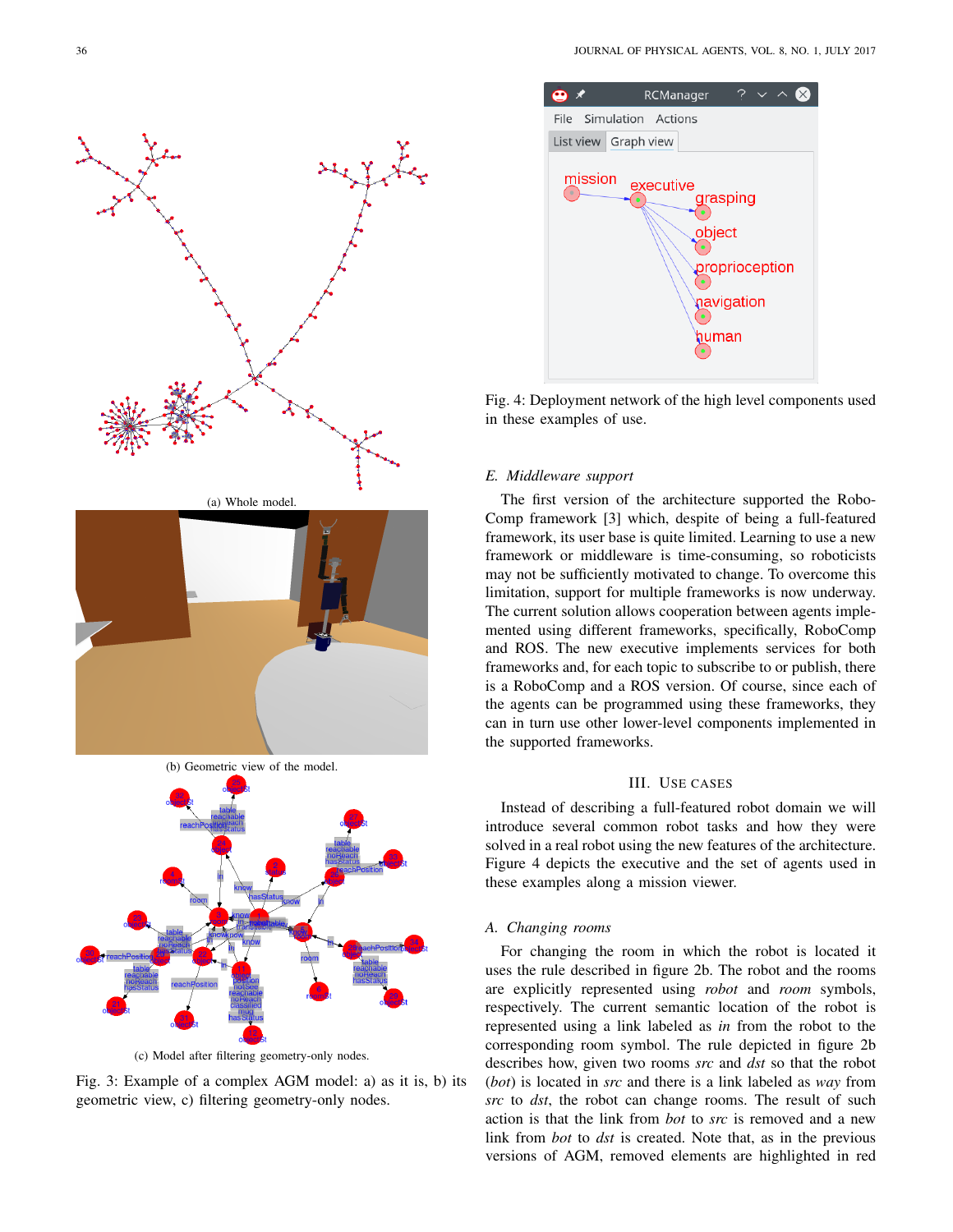(a) Whole model.

(b) Geometric view of the model.

(c) Model after filtering geometry-only nodes.

Fig. 3: Example of a complex AGM model: a) as it is, b) its geometric view, c) filtering geometry-only nodes.

Fig. 4: Deployment network of the high level components used in these examples of use.

### E. Middleware support

The first version of the architecture supported the RoboComp framework [3] which, despite of being a full-featured framework, its user base is quite limited. Learning to use a new framework or middleware is time-consuming, so roboticists may not be sufficiently motivated to change. To overcome this limitation, support for multiple frameworks is now underway. The current solution allows cooperation between agents implemented using different frameworks, specifically, RoboComp and ROS. The new executive implements services for both frameworks and, for each topic to subscribe to or publish, there is a RoboComp and a ROS version. Of course, since each of the agents can be programmed using these frameworks, they can in turn use other lower-level components implemented in the supported frameworks.

## III. Use cases

Instead of describing a full-featured robot domain we will introduce several common robot tasks and how they were solved in a real robot using the new features of the architecture. Figure 4 depicts the executive and the set of agents used in these examples along a mission viewer.

### A. Changing rooms

For changing the room in which the robot is located it uses the rule described in figure 2b. The robot and the rooms are explicitly represented using *robot* and *room* symbols, respectively. The current semantic location of the robot is represented using a link labeled as *in* from the robot to the corresponding room symbol. The rule depicted in figure 2b describes how, given two rooms *src* and *dst* so that the robot (*bot*) is located in *src* and there is a link labeled as *way* from *src* to *dst*, the robot can change rooms. The result of such action is that the link from *bot* to *src* is removed and a new link from *bot* to *dst* is created. Note that, as in the previous versions of AGM, removed elements are highlighted in red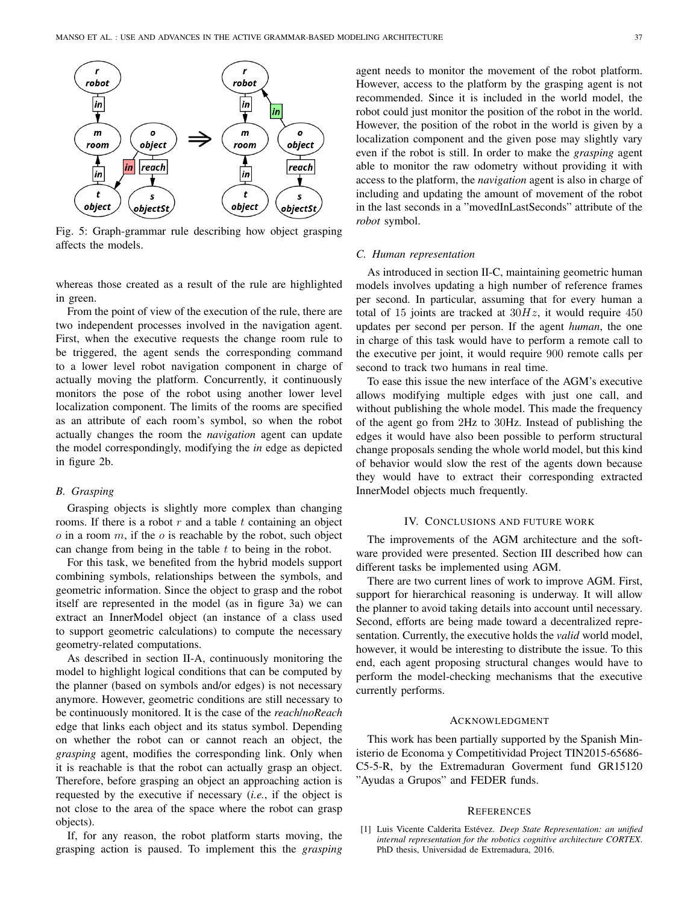Fig. 5: Graph-grammar rule describing how object grasping affects the models.

whereas those created as a result of the rule are highlighted in green.

From the point of view of the execution of the rule, there are two independent processes involved in the navigation agent. First, when the executive requests the change room rule to be triggered, the agent sends the corresponding command to a lower level robot navigation component in charge of actually moving the platform. Concurrently, it continuously monitors the pose of the robot using another lower level localization component. The limits of the rooms are specified as an attribute of each room's symbol, so when the robot actually changes the room the *navigation* agent can update the model correspondingly, modifying the *in* edge as depicted in figure 2b.

### B. Grasping

Grasping objects is slightly more complex than changing rooms. If there is a robot $r$ and a table $t$ containing an object $o$ in a room $m$, if the $o$ is reachable by the robot, such object can change from being in the table $t$ to being in the robot.

For this task, we benefited from the hybrid models support combining symbols, relationships between the symbols, and geometric information. Since the object to grasp and the robot itself are represented in the model (as in figure 3a) we can extract an InnerModel object (an instance of a class used to support geometric calculations) to compute the necessary geometry-related computations.

As described in section II-A, continuously monitoring the model to highlight logical conditions that can be computed by the planner (based on symbols and/or edges) is not necessary anymore. However, geometric conditions are still necessary to be continuously monitored. It is the case of the *reach/noReach* edge that links each object and its status symbol. Depending on whether the robot can or cannot reach an object, the *grasping* agent, modifies the corresponding link. Only when it is reachable is that the robot can actually grasp an object. Therefore, before grasping an object an approaching action is requested by the executive if necessary (*i.e.*, if the object is not close to the area of the space where the robot can grasp objects).

If, for any reason, the robot platform starts moving, the grasping action is paused. To implement this the *grasping* agent needs to monitor the movement of the robot platform. However, access to the platform by the grasping agent is not recommended. Since it is included in the world model, the robot could just monitor the position of the robot in the world. However, the position of the robot in the world is given by a localization component and the given pose may slightly vary even if the robot is still. In order to make the *grasping* agent able to monitor the raw odometry without providing it with access to the platform, the *navigation* agent is also in charge of including and updating the amount of movement of the robot in the last seconds in a "movedInLastSeconds" attribute of the *robot* symbol.

### C. Human representation

As introduced in section II-C, maintaining geometric human models involves updating a high number of reference frames per second. In particular, assuming that for every human a total of $15$ joints are tracked at $30Hz$, it would require $450$ updates per second per person. If the agent *human*, the one in charge of this task would have to perform a remote call to the executive per joint, it would require $900$ remote calls per second to track two humans in real time.

To ease this issue the new interface of the AGM's executive allows modifying multiple edges with just one call, and without publishing the whole model. This made the frequency of the agent go from 2Hz to 30Hz. Instead of publishing the edges it would have also been possible to perform structural change proposals sending the whole world model, but this kind of behavior would slow the rest of the agents down because they would have to extract their corresponding extracted InnerModel objects much frequently.

## IV. Conclusions and future work

The improvements of the AGM architecture and the software provided were presented. Section III described how can different tasks be implemented using AGM.

There are two current lines of work to improve AGM. First, support for hierarchical reasoning is underway. It will allow the planner to avoid taking details into account until necessary. Second, efforts are being made toward a decentralized representation. Currently, the executive holds the *valid* world model, however, it would be interesting to distribute the issue. To this end, each agent proposing structural changes would have to perform the model-checking mechanisms that the executive currently performs.

## Acknowledgment

This work has been partially supported by the Spanish Ministerio de Economa y Competitividad Project TIN2015-65686-C5-5-R, by the Extremaduran Goverment fund GR15120 "Ayudas a Grupos" and FEDER funds.

## References

[1] Luis Vicente Calderita Estévez. *Deep State Representation: an unified internal representation for the robotics cognitive architecture CORTEX*. PhD thesis, Universidad de Extremadura, 2016.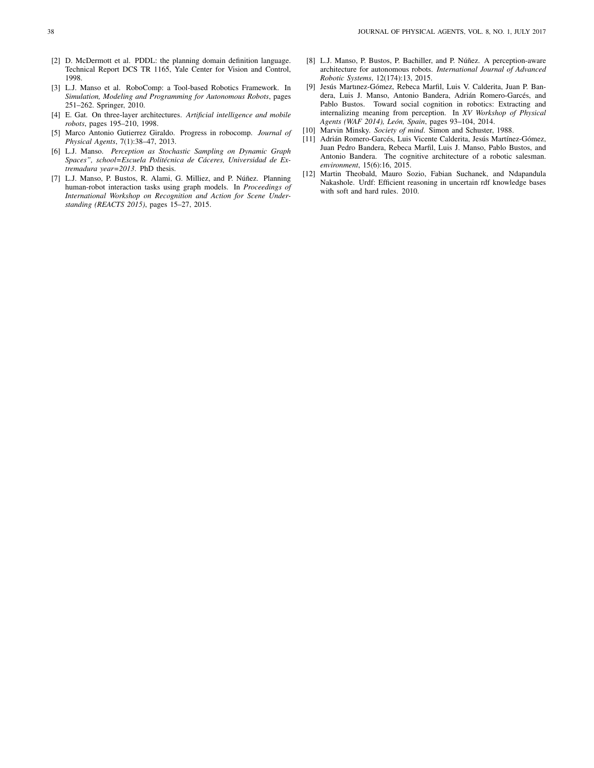[2] D. McDermott et al. PDDL: the planning domain definition language. Technical Report DCS TR 1165, Yale Center for Vision and Control, 1998.

[3] L.J. Manso et al. RoboComp: a Tool-based Robotics Framework. In *Simulation, Modeling and Programming for Autonomous Robots*, pages 251–262. Springer, 2010.

[4] E. Gat. On three-layer architectures. *Artificial intelligence and mobile robots*, pages 195–210, 1998.

[5] Marco Antonio Gutierrez Giraldo. Progress in robocomp. *Journal of Physical Agents*, 7(1):38–47, 2013.

[6] L.J. Manso. *Perception as Stochastic Sampling on Dynamic Graph Spaces", school=Escuela Politécnica de Cáceres, Universidad de Extremadura year=2013*. PhD thesis.

[7] L.J. Manso, P. Bustos, R. Alami, G. Milliez, and P. Núñez. Planning human-robot interaction tasks using graph models. In *Proceedings of International Workshop on Recognition and Action for Scene Understanding (REACTS 2015)*, pages 15–27, 2015.

[8] L.J. Manso, P. Bustos, P. Bachiller, and P. Núñez. A perception-aware architecture for autonomous robots. *International Journal of Advanced Robotic Systems*, 12(174):13, 2015.

[9] Jesús Martınez-Gómez, Rebeca Marfil, Luis V. Calderita, Juan P. Bandera, Luis J. Manso, Antonio Bandera, Adrián Romero-Garcés, and Pablo Bustos. Toward social cognition in robotics: Extracting and internalizing meaning from perception. In *XV Workshop of Physical Agents (WAF 2014), León, Spain*, pages 93–104, 2014.

[10] Marvin Minsky. *Society of mind*. Simon and Schuster, 1988.

[11] Adrián Romero-Garcés, Luis Vicente Calderita, Jesús Martínez-Gómez, Juan Pedro Bandera, Rebeca Marfil, Luis J. Manso, Pablo Bustos, and Antonio Bandera. The cognitive architecture of a robotic salesman. *environment*, 15(6):16, 2015.

[12] Martin Theobald, Mauro Sozio, Fabian Suchanek, and Ndapandula Nakashole. Urdf: Efficient reasoning in uncertain rdf knowledge bases with soft and hard rules. 2010.